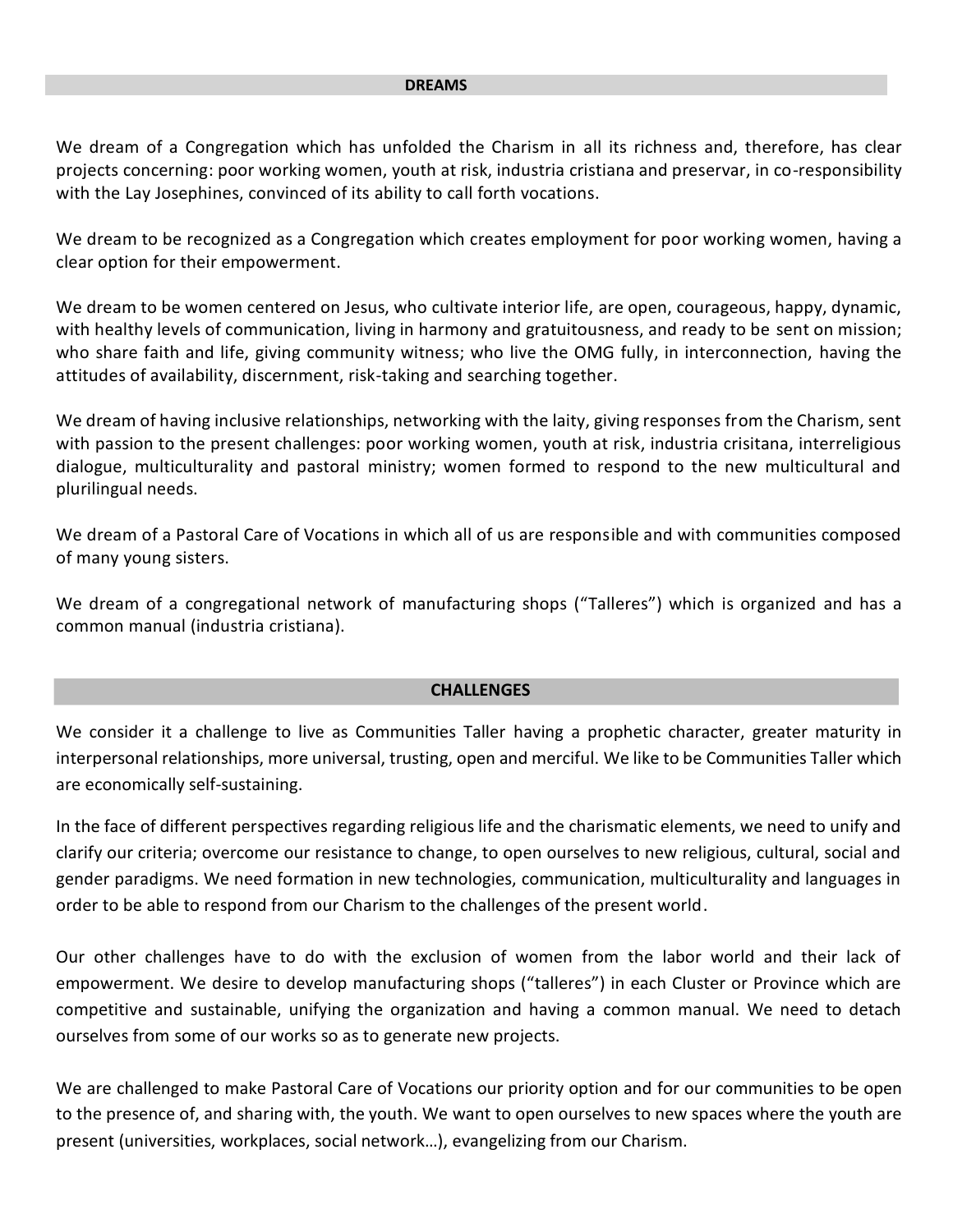## DREAMS

We dream of a Congregation which has unfolded the Charism in all its richness and, therefore, has clear projects concerning: poor working women, youth at risk, industria cristiana and preservar, in co-responsibility with the Lay Josephines, convinced of its ability to call forth vocations.

We dream to be recognized as a Congregation which creates employment for poor working women, having a clear option for their empowerment.

We dream to be women centered on Jesus, who cultivate interior life, are open, courageous, happy, dynamic, with healthy levels of communication, living in harmony and gratuitousness, and ready to be sent on mission; who share faith and life, giving community witness; who live the OMG fully, in interconnection, having the attitudes of availability, discernment, risk-taking and searching together.

We dream of having inclusive relationships, networking with the laity, giving responses from the Charism, sent with passion to the present challenges: poor working women, youth at risk, industria crisitana, interreligious dialogue, multiculturality and pastoral ministry; women formed to respond to the new multicultural and plurilingual needs.

We dream of a Pastoral Care of Vocations in which all of us are responsible and with communities composed of many young sisters.

We dream of a congregational network of manufacturing shops ("Talleres") which is organized and has a common manual (industria cristiana).

## CHALLENGES

We consider it a challenge to live as Communities Taller having a prophetic character, greater maturity in interpersonal relationships, more universal, trusting, open and merciful. We like to be Communities Taller which are economically self-sustaining.

In the face of different perspectives regarding religious life and the charismatic elements, we need to unify and clarify our criteria; overcome our resistance to change, to open ourselves to new religious, cultural, social and gender paradigms. We need formation in new technologies, communication, multiculturality and languages in order to be able to respond from our Charism to the challenges of the present world.

Our other challenges have to do with the exclusion of women from the labor world and their lack of empowerment. We desire to develop manufacturing shops ("talleres") in each Cluster or Province which are competitive and sustainable, unifying the organization and having a common manual. We need to detach ourselves from some of our works so as to generate new projects.

We are challenged to make Pastoral Care of Vocations our priority option and for our communities to be open to the presence of, and sharing with, the youth. We want to open ourselves to new spaces where the youth are present (universities, workplaces, social network…), evangelizing from our Charism.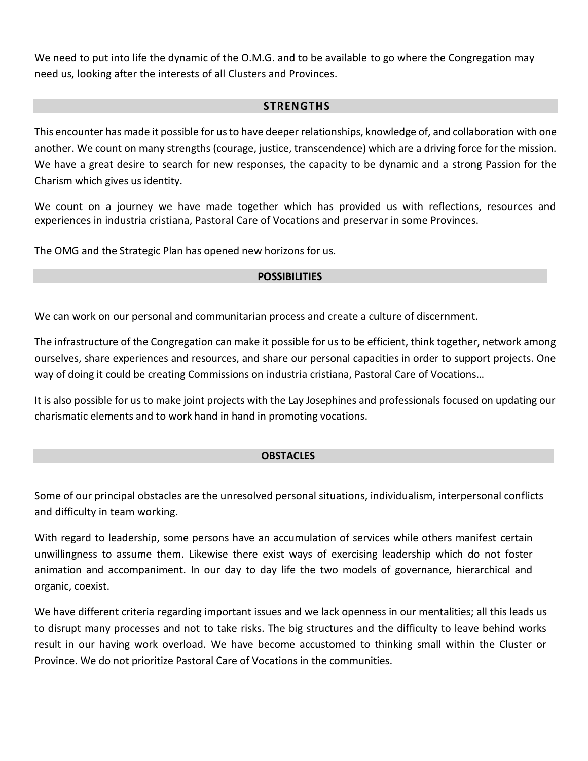We need to put into life the dynamic of the O.M.G. and to be available to go where the Congregation may need us, looking after the interests of all Clusters and Provinces.

## STRENGTHS

This encounter has made it possible for us to have deeper relationships, knowledge of, and collaboration with one another. We count on many strengths (courage, justice, transcendence) which are a driving force for the mission. We have a great desire to search for new responses, the capacity to be dynamic and a strong Passion for the Charism which gives us identity.

We count on a journey we have made together which has provided us with reflections, resources and experiences in industria cristiana, Pastoral Care of Vocations and preservar in some Provinces.

The OMG and the Strategic Plan has opened new horizons for us.

## POSSIBILITIES

We can work on our personal and communitarian process and create a culture of discernment.

The infrastructure of the Congregation can make it possible for us to be efficient, think together, network among ourselves, share experiences and resources, and share our personal capacities in order to support projects. One way of doing it could be creating Commissions on industria cristiana, Pastoral Care of Vocations…

It is also possible for us to make joint projects with the Lay Josephines and professionals focused on updating our charismatic elements and to work hand in hand in promoting vocations.

## OBSTACLES

Some of our principal obstacles are the unresolved personal situations, individualism, interpersonal conflicts and difficulty in team working.

With regard to leadership, some persons have an accumulation of services while others manifest certain unwillingness to assume them. Likewise there exist ways of exercising leadership which do not foster animation and accompaniment. In our day to day life the two models of governance, hierarchical and organic, coexist.

We have different criteria regarding important issues and we lack openness in our mentalities; all this leads us to disrupt many processes and not to take risks. The big structures and the difficulty to leave behind works result in our having work overload. We have become accustomed to thinking small within the Cluster or Province. We do not prioritize Pastoral Care of Vocations in the communities.